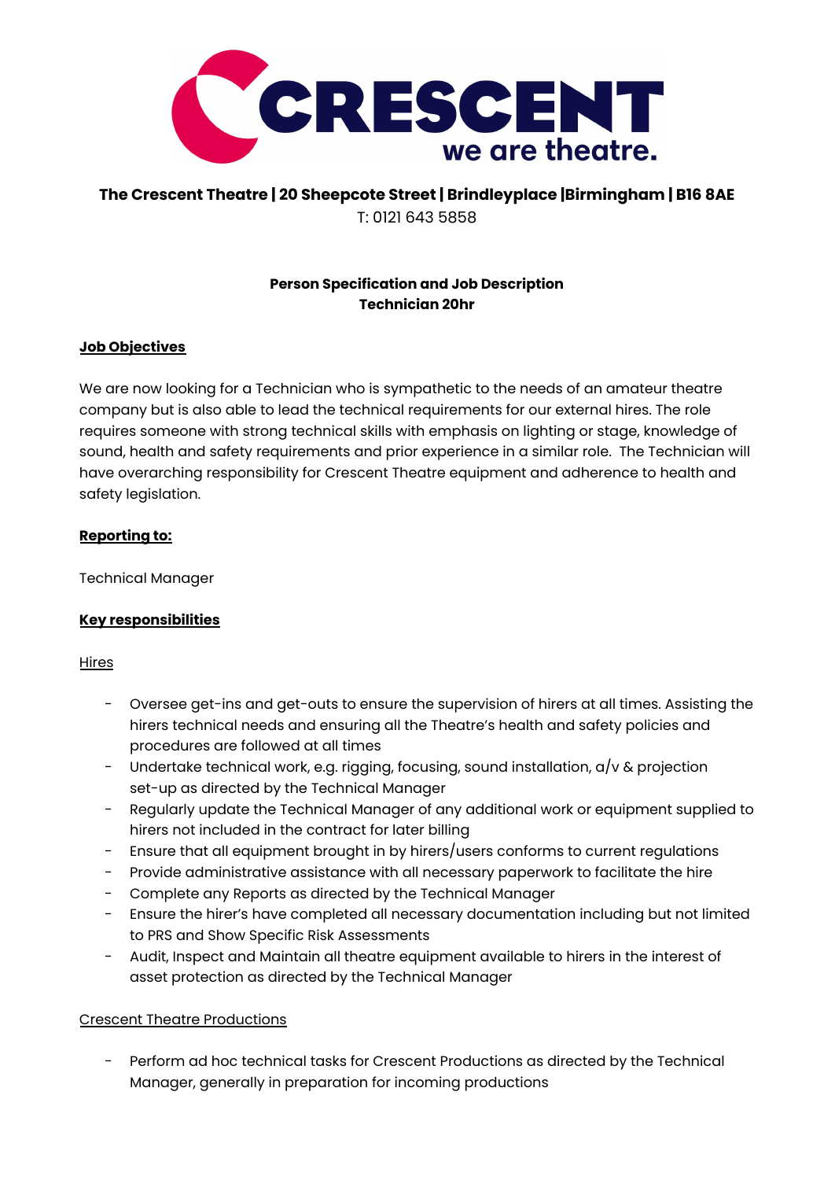**The Crescent Theatre | 20 Sheepcote Street | Brindleyplace |Birmingham | B16 8AE**
T: 0121 643 5858

**Person Specification and Job Description**
**Technician 20hr**

## Job Objectives

We are now looking for a Technician who is sympathetic to the needs of an amateur theatre company but is also able to lead the technical requirements for our external hires. The role requires someone with strong technical skills with emphasis on lighting or stage, knowledge of sound, health and safety requirements and prior experience in a similar role. The Technician will have overarching responsibility for Crescent Theatre equipment and adherence to health and safety legislation.

## Reporting to:

Technical Manager

## Key responsibilities

### Hires

- Oversee get-ins and get-outs to ensure the supervision of hirers at all times. Assisting the hirers technical needs and ensuring all the Theatre's health and safety policies and procedures are followed at all times
- Undertake technical work, e.g. rigging, focusing, sound installation, a/v & projection set-up as directed by the Technical Manager
- Regularly update the Technical Manager of any additional work or equipment supplied to hirers not included in the contract for later billing
- Ensure that all equipment brought in by hirers/users conforms to current regulations
- Provide administrative assistance with all necessary paperwork to facilitate the hire
- Complete any Reports as directed by the Technical Manager
- Ensure the hirer's have completed all necessary documentation including but not limited to PRS and Show Specific Risk Assessments
- Audit, Inspect and Maintain all theatre equipment available to hirers in the interest of asset protection as directed by the Technical Manager

### Crescent Theatre Productions

- Perform ad hoc technical tasks for Crescent Productions as directed by the Technical Manager, generally in preparation for incoming productions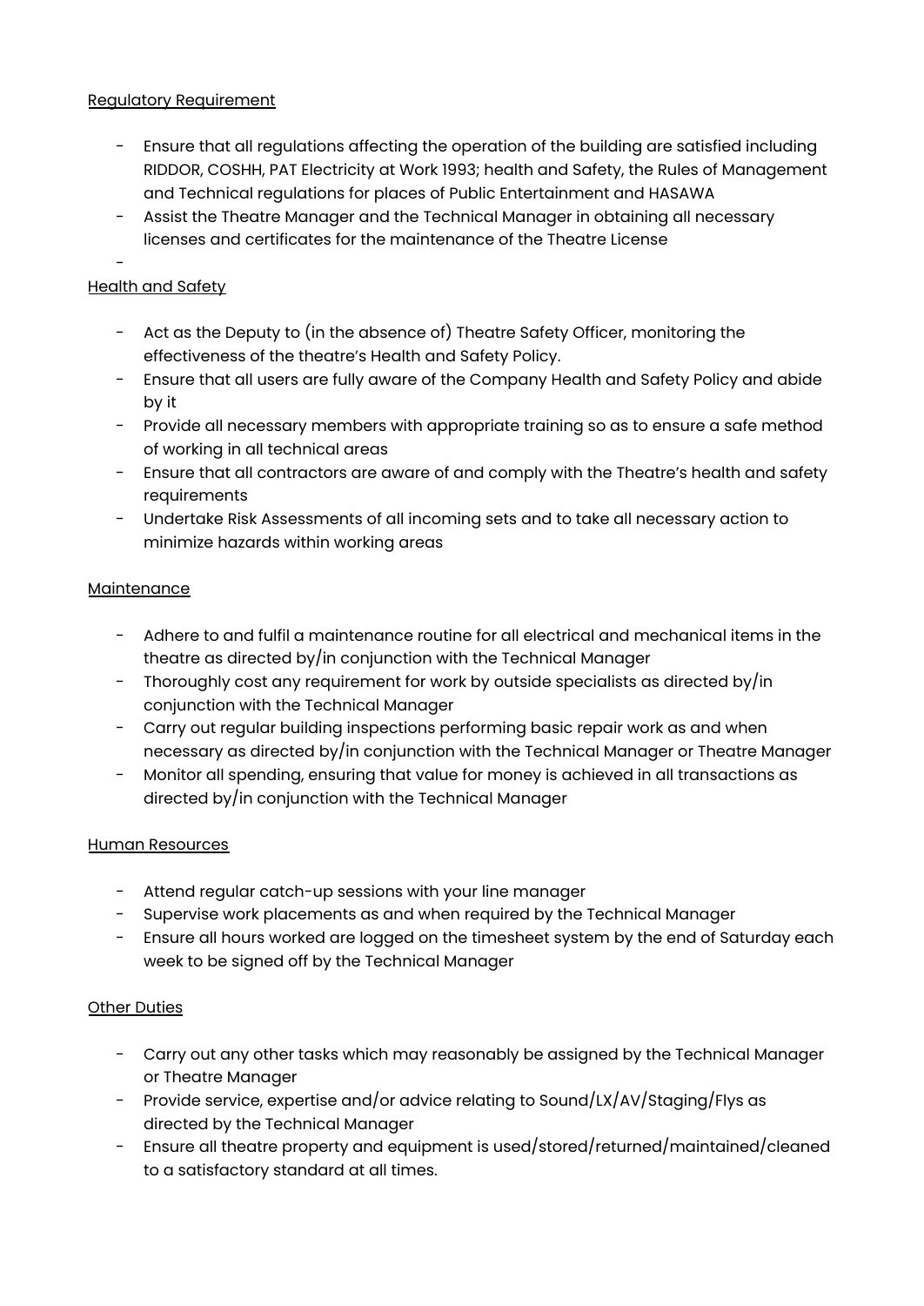Regulatory Requirement

- Ensure that all regulations affecting the operation of the building are satisfied including RIDDOR, COSHH, PAT Electricity at Work 1993; health and Safety, the Rules of Management and Technical regulations for places of Public Entertainment and HASAWA
- Assist the Theatre Manager and the Technical Manager in obtaining all necessary licenses and certificates for the maintenance of the Theatre License
-

Health and Safety

- Act as the Deputy to (in the absence of) Theatre Safety Officer, monitoring the effectiveness of the theatre's Health and Safety Policy.
- Ensure that all users are fully aware of the Company Health and Safety Policy and abide by it
- Provide all necessary members with appropriate training so as to ensure a safe method of working in all technical areas
- Ensure that all contractors are aware of and comply with the Theatre's health and safety requirements
- Undertake Risk Assessments of all incoming sets and to take all necessary action to minimize hazards within working areas

Maintenance

- Adhere to and fulfil a maintenance routine for all electrical and mechanical items in the theatre as directed by/in conjunction with the Technical Manager
- Thoroughly cost any requirement for work by outside specialists as directed by/in conjunction with the Technical Manager
- Carry out regular building inspections performing basic repair work as and when necessary as directed by/in conjunction with the Technical Manager or Theatre Manager
- Monitor all spending, ensuring that value for money is achieved in all transactions as directed by/in conjunction with the Technical Manager

Human Resources

- Attend regular catch-up sessions with your line manager
- Supervise work placements as and when required by the Technical Manager
- Ensure all hours worked are logged on the timesheet system by the end of Saturday each week to be signed off by the Technical Manager

Other Duties

- Carry out any other tasks which may reasonably be assigned by the Technical Manager or Theatre Manager
- Provide service, expertise and/or advice relating to Sound/LX/AV/Staging/Flys as directed by the Technical Manager
- Ensure all theatre property and equipment is used/stored/returned/maintained/cleaned to a satisfactory standard at all times.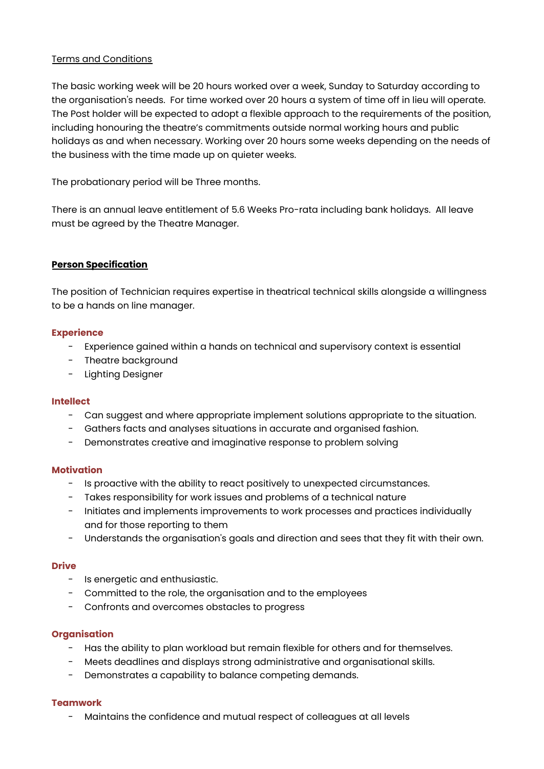Terms and Conditions

The basic working week will be 20 hours worked over a week, Sunday to Saturday according to the organisation's needs. For time worked over 20 hours a system of time off in lieu will operate. The Post holder will be expected to adopt a flexible approach to the requirements of the position, including honouring the theatre's commitments outside normal working hours and public holidays as and when necessary. Working over 20 hours some weeks depending on the needs of the business with the time made up on quieter weeks.

The probationary period will be Three months.

There is an annual leave entitlement of 5.6 Weeks Pro-rata including bank holidays. All leave must be agreed by the Theatre Manager.

## Person Specification

The position of Technician requires expertise in theatrical technical skills alongside a willingness to be a hands on line manager.

### Experience

- Experience gained within a hands on technical and supervisory context is essential
- Theatre background
- Lighting Designer

### Intellect

- Can suggest and where appropriate implement solutions appropriate to the situation.
- Gathers facts and analyses situations in accurate and organised fashion.
- Demonstrates creative and imaginative response to problem solving

### Motivation

- Is proactive with the ability to react positively to unexpected circumstances.
- Takes responsibility for work issues and problems of a technical nature
- Initiates and implements improvements to work processes and practices individually and for those reporting to them
- Understands the organisation's goals and direction and sees that they fit with their own.

### Drive

- Is energetic and enthusiastic.
- Committed to the role, the organisation and to the employees
- Confronts and overcomes obstacles to progress

### Organisation

- Has the ability to plan workload but remain flexible for others and for themselves.
- Meets deadlines and displays strong administrative and organisational skills.
- Demonstrates a capability to balance competing demands.

### Teamwork

- Maintains the confidence and mutual respect of colleagues at all levels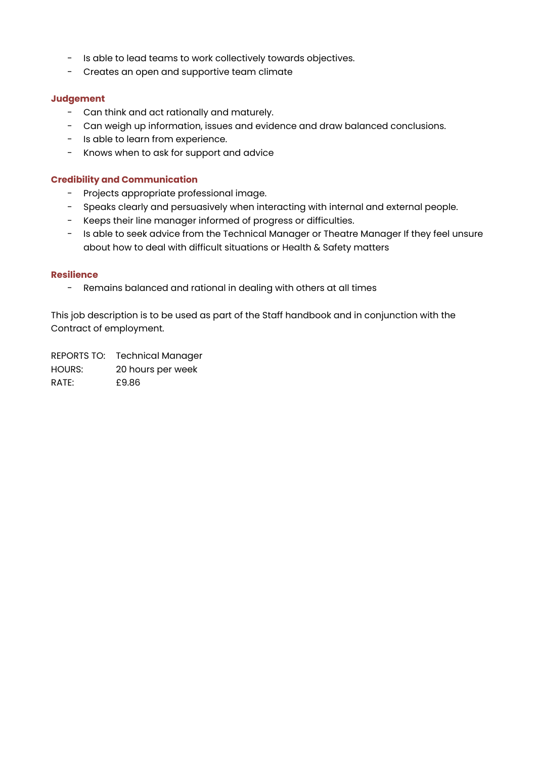- Is able to lead teams to work collectively towards objectives.
- Creates an open and supportive team climate

### Judgement

- Can think and act rationally and maturely.
- Can weigh up information, issues and evidence and draw balanced conclusions.
- Is able to learn from experience.
- Knows when to ask for support and advice

### Credibility and Communication

- Projects appropriate professional image.
- Speaks clearly and persuasively when interacting with internal and external people.
- Keeps their line manager informed of progress or difficulties.
- Is able to seek advice from the Technical Manager or Theatre Manager If they feel unsure about how to deal with difficult situations or Health & Safety matters

### Resilience

- Remains balanced and rational in dealing with others at all times

This job description is to be used as part of the Staff handbook and in conjunction with the Contract of employment.

| | |
|---|---|
| REPORTS TO: | Technical Manager |
| HOURS: | 20 hours per week |
| RATE: | £9.86 |